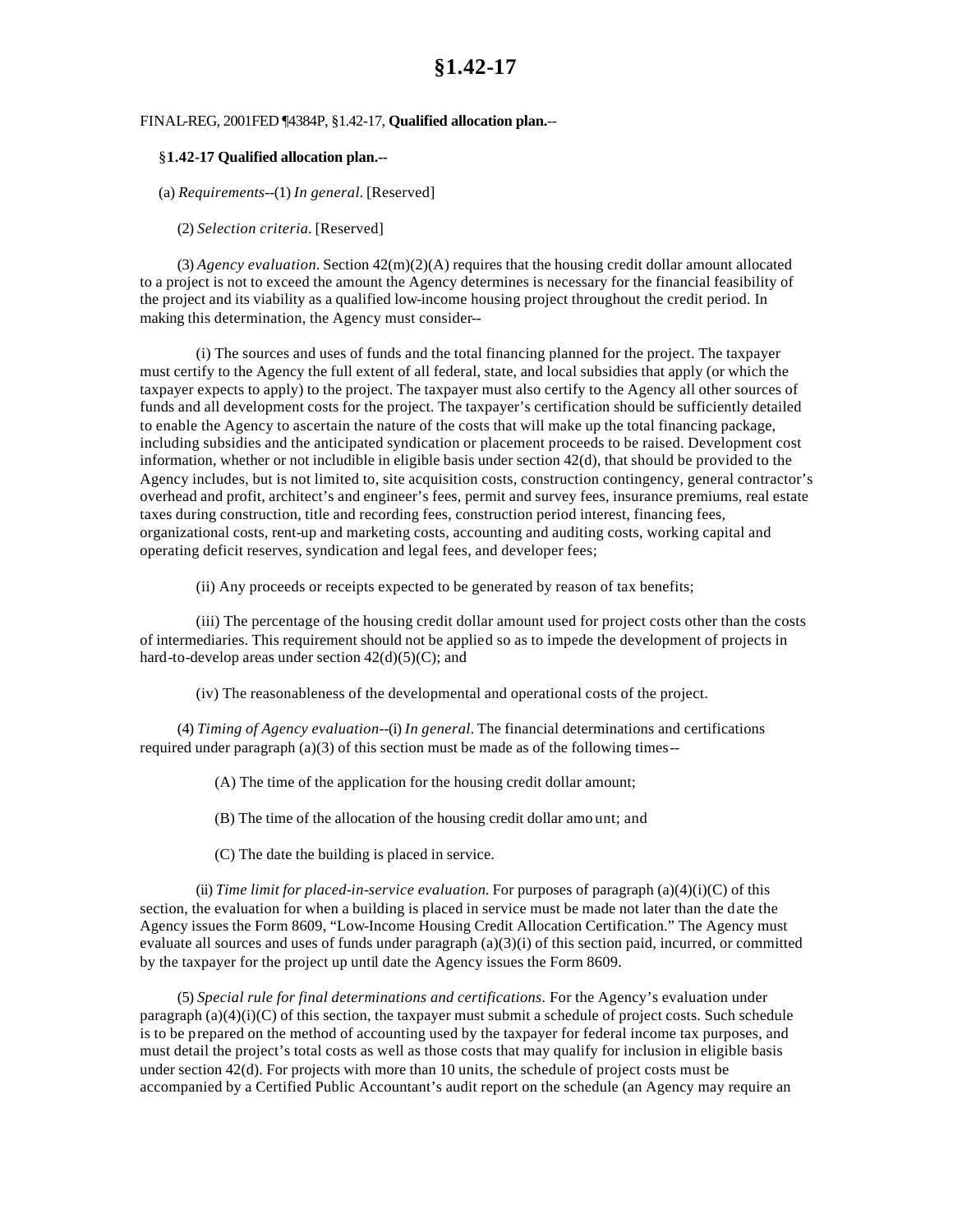# §1.42-17

FINAL-REG, 2001FED ¶4384P, §1.42-17, **Qualified allocation plan.--**

§**1.42-17 Qualified allocation plan.--**

(a) *Requirements*--(1) *In general*. [Reserved]

(2) *Selection criteria*. [Reserved]

(3) *Agency evaluation*. Section 42(m)(2)(A) requires that the housing credit dollar amount allocated to a project is not to exceed the amount the Agency determines is necessary for the financial feasibility of the project and its viability as a qualified low-income housing project throughout the credit period. In making this determination, the Agency must consider--

(i) The sources and uses of funds and the total financing planned for the project. The taxpayer must certify to the Agency the full extent of all federal, state, and local subsidies that apply (or which the taxpayer expects to apply) to the project. The taxpayer must also certify to the Agency all other sources of funds and all development costs for the project. The taxpayer's certification should be sufficiently detailed to enable the Agency to ascertain the nature of the costs that will make up the total financing package, including subsidies and the anticipated syndication or placement proceeds to be raised. Development cost information, whether or not includible in eligible basis under section 42(d), that should be provided to the Agency includes, but is not limited to, site acquisition costs, construction contingency, general contractor's overhead and profit, architect's and engineer's fees, permit and survey fees, insurance premiums, real estate taxes during construction, title and recording fees, construction period interest, financing fees, organizational costs, rent-up and marketing costs, accounting and auditing costs, working capital and operating deficit reserves, syndication and legal fees, and developer fees;

(ii) Any proceeds or receipts expected to be generated by reason of tax benefits;

(iii) The percentage of the housing credit dollar amount used for project costs other than the costs of intermediaries. This requirement should not be applied so as to impede the development of projects in hard-to-develop areas under section 42(d)(5)(C); and

(iv) The reasonableness of the developmental and operational costs of the project.

(4) *Timing of Agency evaluation*--(i) *In general*. The financial determinations and certifications required under paragraph (a)(3) of this section must be made as of the following times--

(A) The time of the application for the housing credit dollar amount;

(B) The time of the allocation of the housing credit dollar amount; and

(C) The date the building is placed in service.

(ii) *Time limit for placed-in-service evaluation*. For purposes of paragraph (a)(4)(i)(C) of this section, the evaluation for when a building is placed in service must be made not later than the date the Agency issues the Form 8609, "Low-Income Housing Credit Allocation Certification." The Agency must evaluate all sources and uses of funds under paragraph (a)(3)(i) of this section paid, incurred, or committed by the taxpayer for the project up until date the Agency issues the Form 8609.

(5) *Special rule for final determinations and certifications*. For the Agency's evaluation under paragraph (a)(4)(i)(C) of this section, the taxpayer must submit a schedule of project costs. Such schedule is to be prepared on the method of accounting used by the taxpayer for federal income tax purposes, and must detail the project's total costs as well as those costs that may qualify for inclusion in eligible basis under section 42(d). For projects with more than 10 units, the schedule of project costs must be accompanied by a Certified Public Accountant's audit report on the schedule (an Agency may require an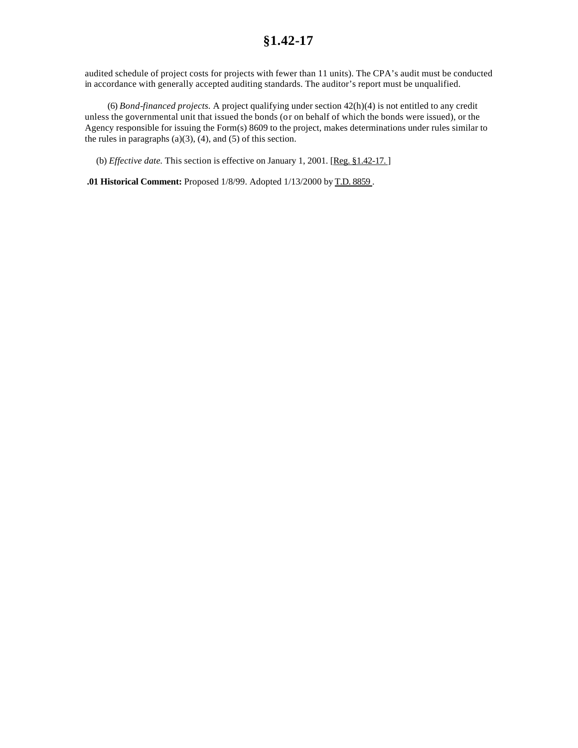audited schedule of project costs for projects with fewer than 11 units). The CPA's audit must be conducted in accordance with generally accepted auditing standards. The auditor's report must be unqualified.

(6) *Bond-financed projects.* A project qualifying under section 42(h)(4) is not entitled to any credit unless the governmental unit that issued the bonds (or on behalf of which the bonds were issued), or the Agency responsible for issuing the Form(s) 8609 to the project, makes determinations under rules similar to the rules in paragraphs (a)(3), (4), and (5) of this section.

(b) *Effective date.* This section is effective on January 1, 2001. [Reg. §1.42-17.]

**.01 Historical Comment:** Proposed 1/8/99. Adopted 1/13/2000 by T.D. 8859.